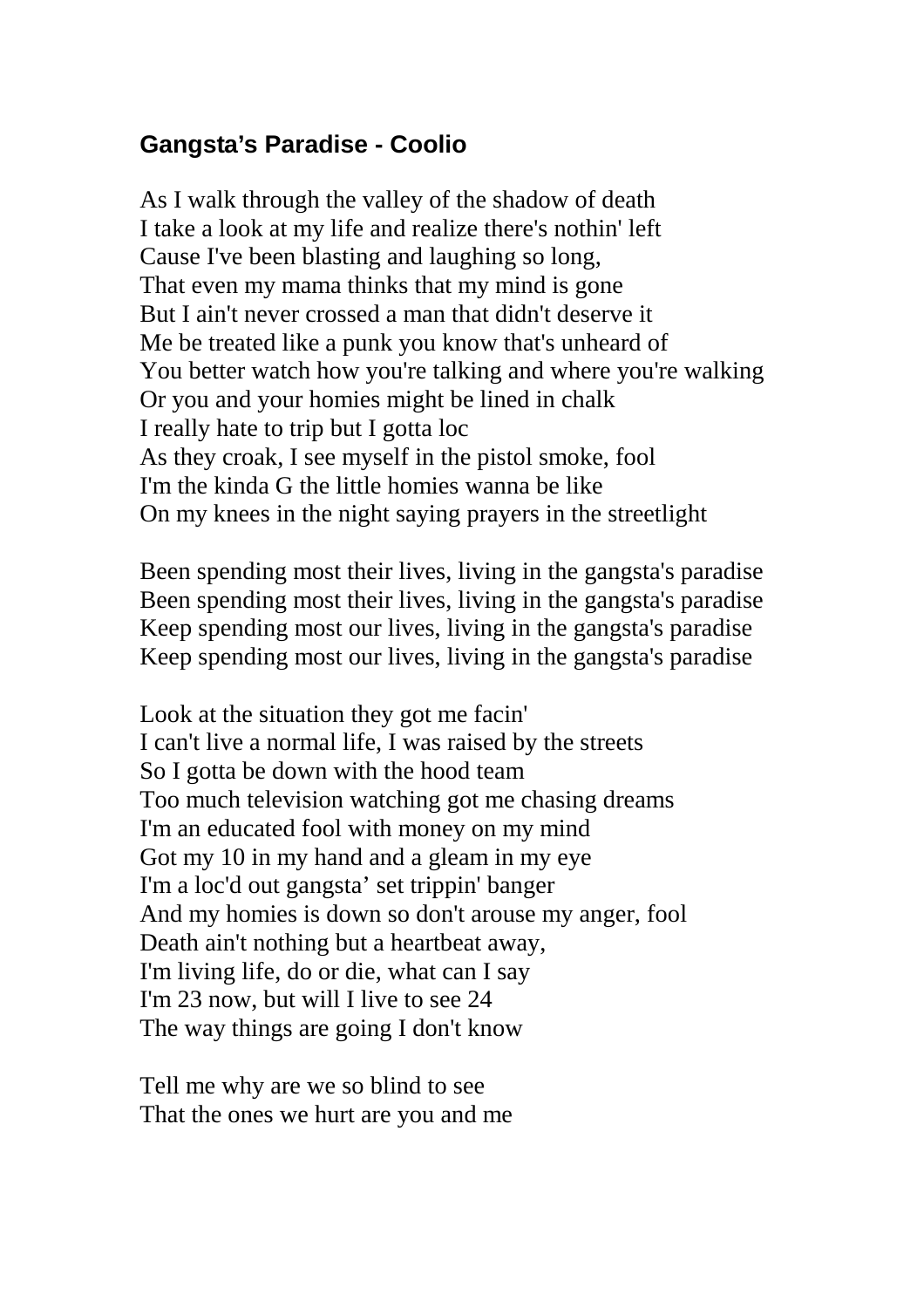## **Gangsta's Paradise - Coolio**

As I walk through the valley of the shadow of death I take a look at my life and realize there's nothin' left Cause I've been blasting and laughing so long, That even my mama thinks that my mind is gone But I ain't never crossed a man that didn't deserve it Me be treated like a punk you know that's unheard of You better watch how you're talking and where you're walking Or you and your homies might be lined in chalk I really hate to trip but I gotta loc As they croak, I see myself in the pistol smoke, fool I'm the kinda G the little homies wanna be like On my knees in the night saying prayers in the streetlight

Been spending most their lives, living in the gangsta's paradise Been spending most their lives, living in the gangsta's paradise Keep spending most our lives, living in the gangsta's paradise Keep spending most our lives, living in the gangsta's paradise

Look at the situation they got me facin' I can't live a normal life, I was raised by the streets So I gotta be down with the hood team Too much television watching got me chasing dreams I'm an educated fool with money on my mind Got my 10 in my hand and a gleam in my eye I'm a loc'd out gangsta' set trippin' banger And my homies is down so don't arouse my anger, fool Death ain't nothing but a heartbeat away, I'm living life, do or die, what can I say I'm 23 now, but will I live to see 24 The way things are going I don't know

Tell me why are we so blind to see That the ones we hurt are you and me